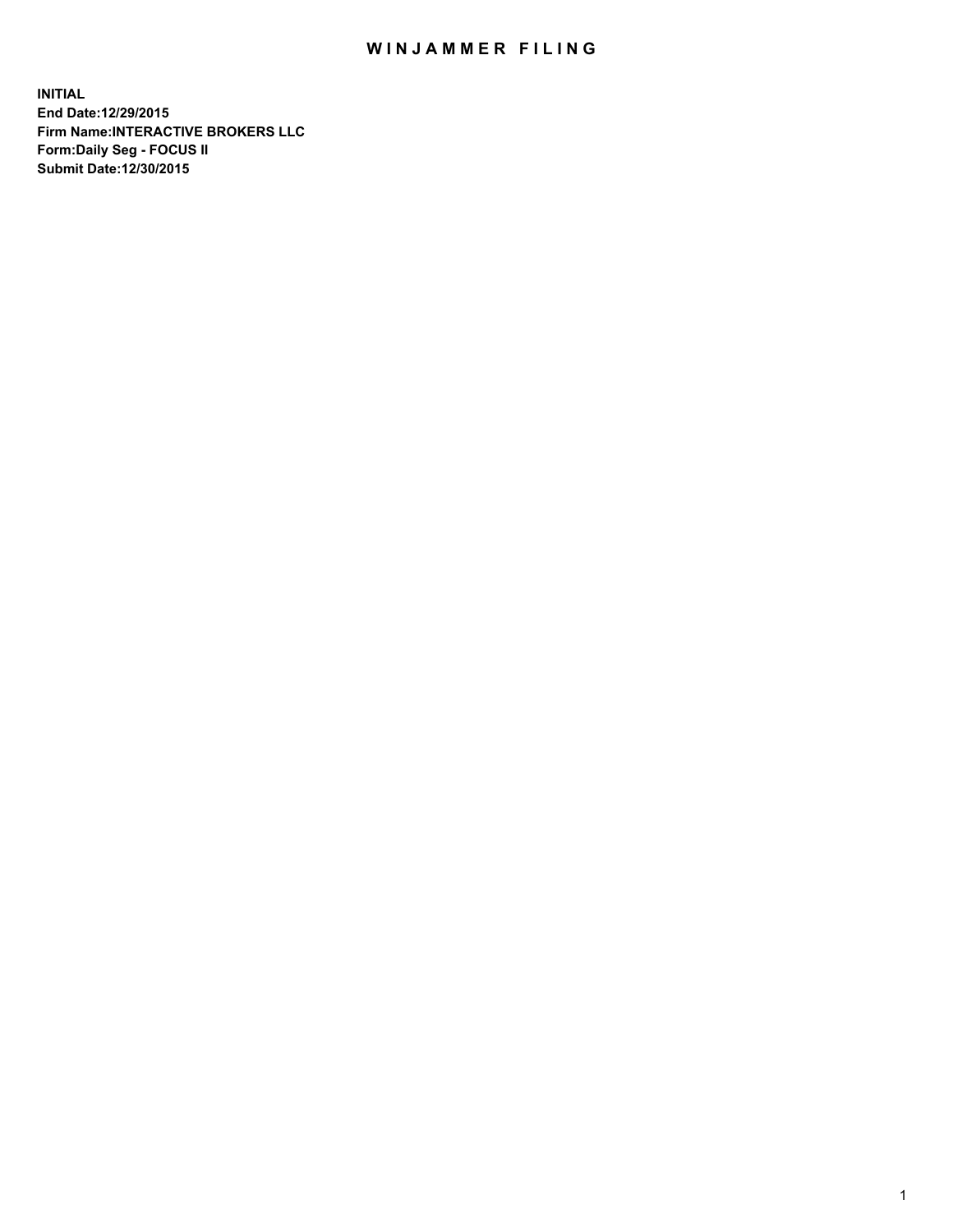# WINJAMMER FILING

**INITIAL**
**End Date:12/29/2015**
**Firm Name:INTERACTIVE BROKERS LLC**
**Form:Daily Seg - FOCUS II**
**Submit Date:12/30/2015**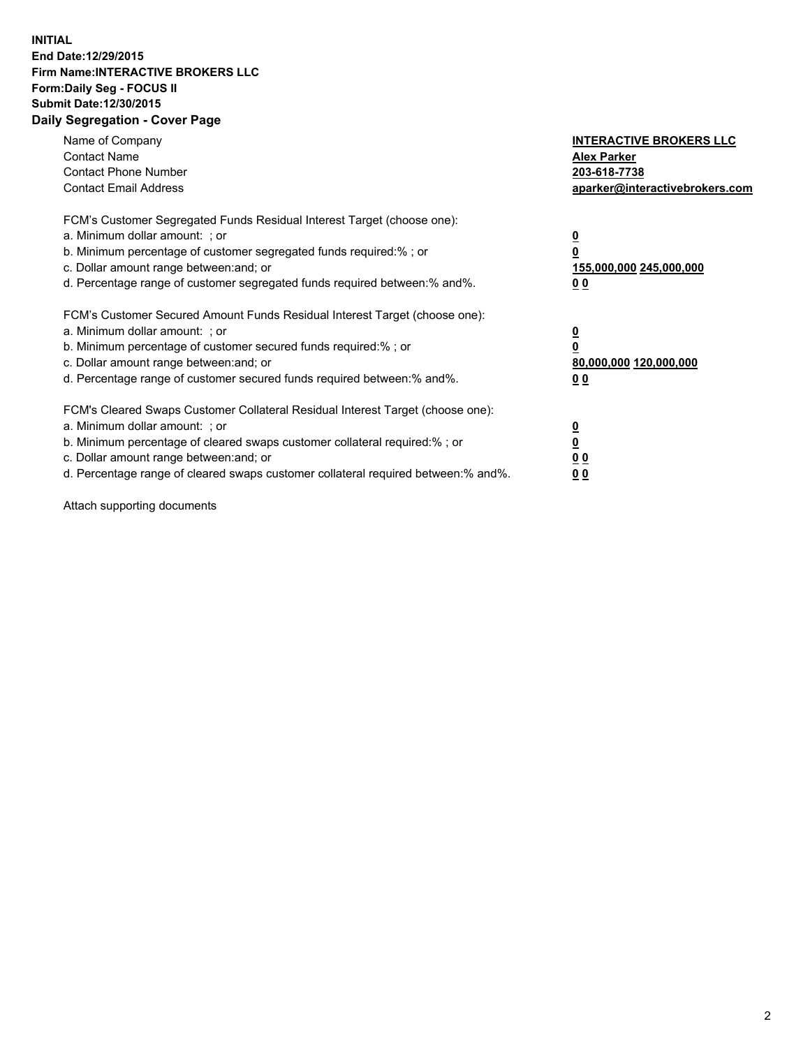**INITIAL**
**End Date:12/29/2015**
**Firm Name:INTERACTIVE BROKERS LLC**
**Form:Daily Seg - FOCUS II**
**Submit Date:12/30/2015**

## Daily Segregation - Cover Page

| | |
|---|---|
| Name of Company | **INTERACTIVE BROKERS LLC** |
| Contact Name | **Alex Parker** |
| Contact Phone Number | **203-618-7738** |
| Contact Email Address | **aparker@interactivebrokers.com** |

| | |
|---|---|
| FCM's Customer Segregated Funds Residual Interest Target (choose one): | |
| a. Minimum dollar amount: ; or | **0** |
| b. Minimum percentage of customer segregated funds required:% ; or | **0** |
| c. Dollar amount range between:and; or | **155,000,000 245,000,000** |
| d. Percentage range of customer segregated funds required between:% and%. | **0 0** |

| | |
|---|---|
| FCM's Customer Secured Amount Funds Residual Interest Target (choose one): | |
| a. Minimum dollar amount: ; or | **0** |
| b. Minimum percentage of customer secured funds required:% ; or | **0** |
| c. Dollar amount range between:and; or | **80,000,000 120,000,000** |
| d. Percentage range of customer secured funds required between:% and%. | **0 0** |

| | |
|---|---|
| FCM's Cleared Swaps Customer Collateral Residual Interest Target (choose one): | |
| a. Minimum dollar amount: ; or | **0** |
| b. Minimum percentage of cleared swaps customer collateral required:% ; or | **0** |
| c. Dollar amount range between:and; or | **0 0** |
| d. Percentage range of cleared swaps customer collateral required between:% and%. | **0 0** |

Attach supporting documents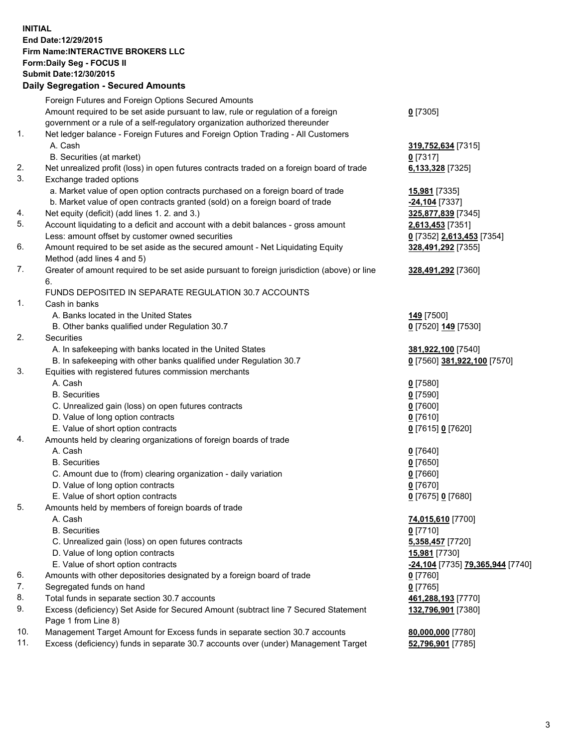**INITIAL**
**End Date:12/29/2015**
**Firm Name:INTERACTIVE BROKERS LLC**
**Form:Daily Seg - FOCUS II**
**Submit Date:12/30/2015**
**Daily Segregation - Secured Amounts**

| | | |
|---|---|---|
| | Foreign Futures and Foreign Options Secured Amounts | |
| | Amount required to be set aside pursuant to law, rule or regulation of a foreign government or a rule of a self-regulatory organization authorized thereunder | **0** [7305] |
| 1. | Net ledger balance - Foreign Futures and Foreign Option Trading - All Customers | |
| | A. Cash | **319,752,634** [7315] |
| | B. Securities (at market) | **0** [7317] |
| 2. | Net unrealized profit (loss) in open futures contracts traded on a foreign board of trade | **6,133,328** [7325] |
| 3. | Exchange traded options | |
| | a. Market value of open option contracts purchased on a foreign board of trade | **15,981** [7335] |
| | b. Market value of open contracts granted (sold) on a foreign board of trade | **-24,104** [7337] |
| 4. | Net equity (deficit) (add lines 1. 2. and 3.) | **325,877,839** [7345] |
| 5. | Account liquidating to a deficit and account with a debit balances - gross amount | **2,613,453** [7351] |
| | Less: amount offset by customer owned securities | **0** [7352] **2,613,453** [7354] |
| 6. | Amount required to be set aside as the secured amount - Net Liquidating Equity Method (add lines 4 and 5) | **328,491,292** [7355] |
| 7. | Greater of amount required to be set aside pursuant to foreign jurisdiction (above) or line 6. | **328,491,292** [7360] |
| | FUNDS DEPOSITED IN SEPARATE REGULATION 30.7 ACCOUNTS | |
| 1. | Cash in banks | |
| | A. Banks located in the United States | **149** [7500] |
| | B. Other banks qualified under Regulation 30.7 | **0** [7520] **149** [7530] |
| 2. | Securities | |
| | A. In safekeeping with banks located in the United States | **381,922,100** [7540] |
| | B. In safekeeping with other banks qualified under Regulation 30.7 | **0** [7560] **381,922,100** [7570] |
| 3. | Equities with registered futures commission merchants | |
| | A. Cash | **0** [7580] |
| | B. Securities | **0** [7590] |
| | C. Unrealized gain (loss) on open futures contracts | **0** [7600] |
| | D. Value of long option contracts | **0** [7610] |
| | E. Value of short option contracts | **0** [7615] **0** [7620] |
| 4. | Amounts held by clearing organizations of foreign boards of trade | |
| | A. Cash | **0** [7640] |
| | B. Securities | **0** [7650] |
| | C. Amount due to (from) clearing organization - daily variation | **0** [7660] |
| | D. Value of long option contracts | **0** [7670] |
| | E. Value of short option contracts | **0** [7675] **0** [7680] |
| 5. | Amounts held by members of foreign boards of trade | |
| | A. Cash | **74,015,610** [7700] |
| | B. Securities | **0** [7710] |
| | C. Unrealized gain (loss) on open futures contracts | **5,358,457** [7720] |
| | D. Value of long option contracts | **15,981** [7730] |
| | E. Value of short option contracts | **-24,104** [7735] **79,365,944** [7740] |
| 6. | Amounts with other depositories designated by a foreign board of trade | **0** [7760] |
| 7. | Segregated funds on hand | **0** [7765] |
| 8. | Total funds in separate section 30.7 accounts | **461,288,193** [7770] |
| 9. | Excess (deficiency) Set Aside for Secured Amount (subtract line 7 Secured Statement Page 1 from Line 8) | **132,796,901** [7380] |
| 10. | Management Target Amount for Excess funds in separate section 30.7 accounts | **80,000,000** [7780] |
| 11. | Excess (deficiency) funds in separate 30.7 accounts over (under) Management Target | **52,796,901** [7785] |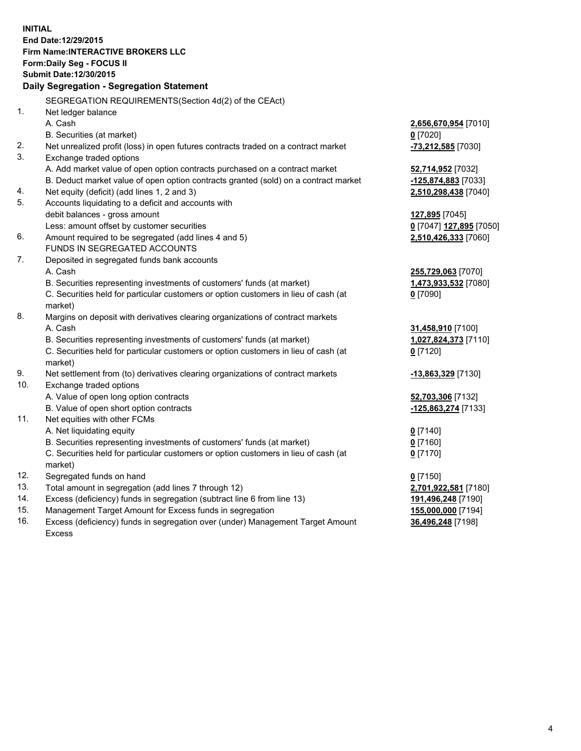**INITIAL**
**End Date:12/29/2015**
**Firm Name:INTERACTIVE BROKERS LLC**
**Form:Daily Seg - FOCUS II**
**Submit Date:12/30/2015**

### Daily Segregation - Segregation Statement

SEGREGATION REQUIREMENTS(Section 4d(2) of the CEAct)

| | | |
|---|---|---|
| 1. | Net ledger balance | |
| | A. Cash | **2,656,670,954** [7010] |
| | B. Securities (at market) | **0** [7020] |
| 2. | Net unrealized profit (loss) in open futures contracts traded on a contract market | **-73,212,585** [7030] |
| 3. | Exchange traded options | |
| | A. Add market value of open option contracts purchased on a contract market | **52,714,952** [7032] |
| | B. Deduct market value of open option contracts granted (sold) on a contract market | **-125,874,883** [7033] |
| 4. | Net equity (deficit) (add lines 1, 2 and 3) | **2,510,298,438** [7040] |
| 5. | Accounts liquidating to a deficit and accounts with debit balances - gross amount | **127,895** [7045] |
| | Less: amount offset by customer securities | **0** [7047] **127,895** [7050] |
| 6. | Amount required to be segregated (add lines 4 and 5) | **2,510,426,333** [7060] |
| | FUNDS IN SEGREGATED ACCOUNTS | |
| 7. | Deposited in segregated funds bank accounts | |
| | A. Cash | **255,729,063** [7070] |
| | B. Securities representing investments of customers' funds (at market) | **1,473,933,532** [7080] |
| | C. Securities held for particular customers or option customers in lieu of cash (at market) | **0** [7090] |
| 8. | Margins on deposit with derivatives clearing organizations of contract markets | |
| | A. Cash | **31,458,910** [7100] |
| | B. Securities representing investments of customers' funds (at market) | **1,027,824,373** [7110] |
| | C. Securities held for particular customers or option customers in lieu of cash (at market) | **0** [7120] |
| 9. | Net settlement from (to) derivatives clearing organizations of contract markets | **-13,863,329** [7130] |
| 10. | Exchange traded options | |
| | A. Value of open long option contracts | **52,703,306** [7132] |
| | B. Value of open short option contracts | **-125,863,274** [7133] |
| 11. | Net equities with other FCMs | |
| | A. Net liquidating equity | **0** [7140] |
| | B. Securities representing investments of customers' funds (at market) | **0** [7160] |
| | C. Securities held for particular customers or option customers in lieu of cash (at market) | **0** [7170] |
| 12. | Segregated funds on hand | **0** [7150] |
| 13. | Total amount in segregation (add lines 7 through 12) | **2,701,922,581** [7180] |
| 14. | Excess (deficiency) funds in segregation (subtract line 6 from line 13) | **191,496,248** [7190] |
| 15. | Management Target Amount for Excess funds in segregation | **155,000,000** [7194] |
| 16. | Excess (deficiency) funds in segregation over (under) Management Target Amount Excess | **36,496,248** [7198] |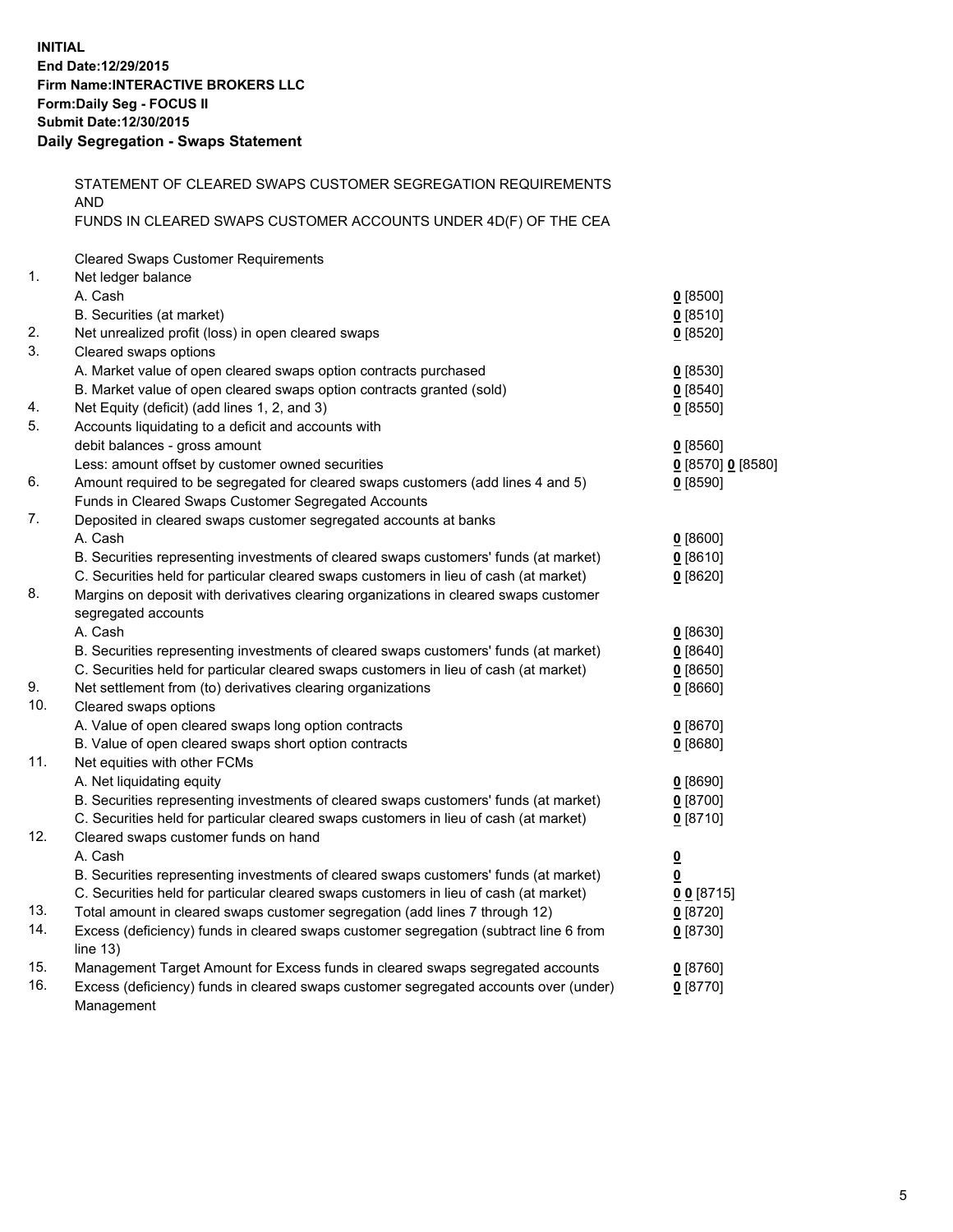**INITIAL**
**End Date:12/29/2015**
**Firm Name:INTERACTIVE BROKERS LLC**
**Form:Daily Seg - FOCUS II**
**Submit Date:12/30/2015**
**Daily Segregation - Swaps Statement**

STATEMENT OF CLEARED SWAPS CUSTOMER SEGREGATION REQUIREMENTS AND FUNDS IN CLEARED SWAPS CUSTOMER ACCOUNTS UNDER 4D(F) OF THE CEA

| | | |
|---|---|---|
| | Cleared Swaps Customer Requirements | |
| 1. | Net ledger balance | |
| | A. Cash | 0 [8500] |
| | B. Securities (at market) | 0 [8510] |
| 2. | Net unrealized profit (loss) in open cleared swaps | 0 [8520] |
| 3. | Cleared swaps options | |
| | A. Market value of open cleared swaps option contracts purchased | 0 [8530] |
| | B. Market value of open cleared swaps option contracts granted (sold) | 0 [8540] |
| 4. | Net Equity (deficit) (add lines 1, 2, and 3) | 0 [8550] |
| 5. | Accounts liquidating to a deficit and accounts with debit balances - gross amount | 0 [8560] |
| | Less: amount offset by customer owned securities | 0 [8570] 0 [8580] |
| 6. | Amount required to be segregated for cleared swaps customers (add lines 4 and 5) | 0 [8590] |
| | Funds in Cleared Swaps Customer Segregated Accounts | |
| 7. | Deposited in cleared swaps customer segregated accounts at banks | |
| | A. Cash | 0 [8600] |
| | B. Securities representing investments of cleared swaps customers' funds (at market) | 0 [8610] |
| | C. Securities held for particular cleared swaps customers in lieu of cash (at market) | 0 [8620] |
| 8. | Margins on deposit with derivatives clearing organizations in cleared swaps customer segregated accounts | |
| | A. Cash | 0 [8630] |
| | B. Securities representing investments of cleared swaps customers' funds (at market) | 0 [8640] |
| | C. Securities held for particular cleared swaps customers in lieu of cash (at market) | 0 [8650] |
| 9. | Net settlement from (to) derivatives clearing organizations | 0 [8660] |
| 10. | Cleared swaps options | |
| | A. Value of open cleared swaps long option contracts | 0 [8670] |
| | B. Value of open cleared swaps short option contracts | 0 [8680] |
| 11. | Net equities with other FCMs | |
| | A. Net liquidating equity | 0 [8690] |
| | B. Securities representing investments of cleared swaps customers' funds (at market) | 0 [8700] |
| | C. Securities held for particular cleared swaps customers in lieu of cash (at market) | 0 [8710] |
| 12. | Cleared swaps customer funds on hand | |
| | A. Cash | 0 |
| | B. Securities representing investments of cleared swaps customers' funds (at market) | 0 |
| | C. Securities held for particular cleared swaps customers in lieu of cash (at market) | 0 0 [8715] |
| 13. | Total amount in cleared swaps customer segregation (add lines 7 through 12) | 0 [8720] |
| 14. | Excess (deficiency) funds in cleared swaps customer segregation (subtract line 6 from line 13) | 0 [8730] |
| 15. | Management Target Amount for Excess funds in cleared swaps segregated accounts | 0 [8760] |
| 16. | Excess (deficiency) funds in cleared swaps customer segregated accounts over (under) Management | 0 [8770] |